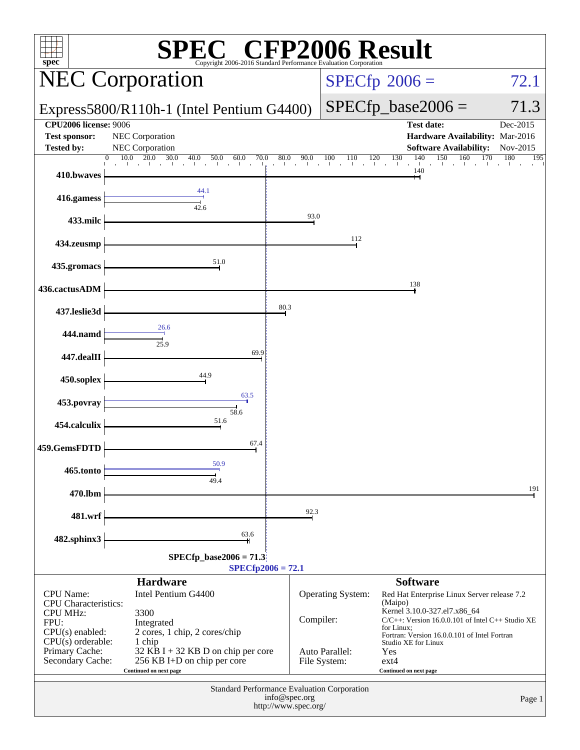# SPEC® CFP2006 Result

Copyright 2006-2016 Standard Performance Evaluation Corporation

## NEC Corporation

**Express5800/R110h-1 (Intel Pentium G4400)**

SPECfp 2006 = 72.1

SPECfp_base2006 = 71.3

| | | | |
|---|---|---|---|
| **CPU2006 license:** 9006 | | **Test date:** | Dec-2015 |
| **Test sponsor:** | NEC Corporation | **Hardware Availability:** | Mar-2016 |
| **Tested by:** | NEC Corporation | **Software Availability:** | Nov-2015 |

| Benchmark | Peak | Base |
|---|---|---|
| 410.bwaves | | 140 |
| 416.gamess | 44.1 | 42.6 |
| 433.milc | | 93.0 |
| 434.zeusmp | | 112 |
| 435.gromacs | | 51.0 |
| 436.cactusADM | | 138 |
| 437.leslie3d | | 80.3 |
| 444.namd | 26.6 | 25.9 |
| 447.dealII | | 69.9 |
| 450.soplex | | 44.9 |
| 453.povray | 63.5 | 58.6 |
| 454.calculix | | 51.6 |
| 459.GemsFDTD | | 67.4 |
| 465.tonto | 50.9 | 49.4 |
| 470.lbm | | 191 |
| 481.wrf | | 92.3 |
| 482.sphinx3 | | 63.6 |

SPECfp_base2006 = 71.3

SPECfp2006 = 72.1

### Hardware

| | |
|---|---|
| CPU Name: | Intel Pentium G4400 |
| CPU Characteristics: | |
| CPU MHz: | 3300 |
| FPU: | Integrated |
| CPU(s) enabled: | 2 cores, 1 chip, 2 cores/chip |
| CPU(s) orderable: | 1 chip |
| Primary Cache: | 32 KB I + 32 KB D on chip per core |
| Secondary Cache: | 256 KB I+D on chip per core |

Continued on next page

### Software

| | |
|---|---|
| Operating System: | Red Hat Enterprise Linux Server release 7.2 (Maipo) Kernel 3.10.0-327.el7.x86_64 |
| Compiler: | C/C++: Version 16.0.0.101 of Intel C++ Studio XE for Linux; Fortran: Version 16.0.0.101 of Intel Fortran Studio XE for Linux |
| Auto Parallel: | Yes |
| File System: | ext4 |

Continued on next page

Standard Performance Evaluation Corporation
info@spec.org
http://www.spec.org/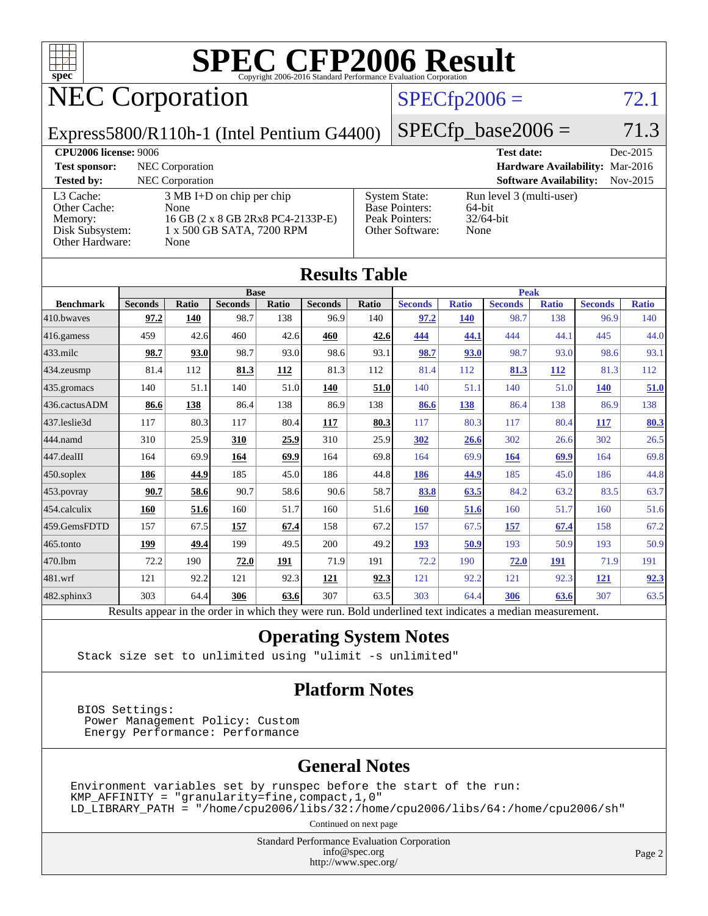# SPEC CFP2006 Result

Copyright 2006-2016 Standard Performance Evaluation Corporation

## NEC Corporation

Express5800/R110h-1 (Intel Pentium G4400)

SPECfp2006 = 72.1

SPECfp_base2006 = 71.3

| | | | |
|---|---|---|---|
| **CPU2006 license:** 9006 | | **Test date:** | Dec-2015 |
| **Test sponsor:** | NEC Corporation | **Hardware Availability:** | Mar-2016 |
| **Tested by:** | NEC Corporation | **Software Availability:** | Nov-2015 |

| | | | |
|---|---|---|---|
| L3 Cache: | 3 MB I+D on chip per chip | System State: | Run level 3 (multi-user) |
| Other Cache: | None | Base Pointers: | 64-bit |
| Memory: | 16 GB (2 x 8 GB 2Rx8 PC4-2133P-E) | Peak Pointers: | 32/64-bit |
| Disk Subsystem: | 1 x 500 GB SATA, 7200 RPM | Other Software: | None |
| Other Hardware: | None | | |

## Results Table

| | Base | | | | | | Peak | | | | | |
|---|---|---|---|---|---|---|---|---|---|---|---|---|
| **Benchmark** | **Seconds** | **Ratio** | **Seconds** | **Ratio** | **Seconds** | **Ratio** | **Seconds** | **Ratio** | **Seconds** | **Ratio** | **Seconds** | **Ratio** |
| 410.bwaves | **97.2** | **140** | 98.7 | 138 | 96.9 | 140 | **97.2** | **140** | 98.7 | 138 | 96.9 | 140 |
| 416.gamess | 459 | 42.6 | 460 | 42.6 | **460** | **42.6** | **444** | **44.1** | 444 | 44.1 | 445 | 44.0 |
| 433.milc | **98.7** | **93.0** | 98.7 | 93.0 | 98.6 | 93.1 | **98.7** | **93.0** | 98.7 | 93.0 | 98.6 | 93.1 |
| 434.zeusmp | 81.4 | 112 | **81.3** | **112** | 81.3 | 112 | 81.4 | 112 | **81.3** | **112** | 81.3 | 112 |
| 435.gromacs | 140 | 51.1 | 140 | 51.0 | **140** | **51.0** | 140 | 51.1 | 140 | 51.0 | **140** | **51.0** |
| 436.cactusADM | **86.6** | **138** | 86.4 | 138 | 86.9 | 138 | **86.6** | **138** | 86.4 | 138 | 86.9 | 138 |
| 437.leslie3d | 117 | 80.3 | 117 | 80.4 | **117** | **80.3** | 117 | 80.3 | 117 | 80.4 | **117** | **80.3** |
| 444.namd | 310 | 25.9 | **310** | **25.9** | 310 | 25.9 | **302** | **26.6** | 302 | 26.6 | 302 | 26.5 |
| 447.dealII | 164 | 69.9 | **164** | **69.9** | 164 | 69.8 | 164 | 69.9 | **164** | **69.9** | 164 | 69.8 |
| 450.soplex | **186** | **44.9** | 185 | 45.0 | 186 | 44.8 | **186** | **44.9** | 185 | 45.0 | 186 | 44.8 |
| 453.povray | **90.7** | **58.6** | 90.7 | 58.6 | 90.6 | 58.7 | **83.8** | **63.5** | 84.2 | 63.2 | 83.5 | 63.7 |
| 454.calculix | **160** | **51.6** | 160 | 51.7 | 160 | 51.6 | **160** | **51.6** | 160 | 51.7 | 160 | 51.6 |
| 459.GemsFDTD | 157 | 67.5 | **157** | **67.4** | 158 | 67.2 | 157 | 67.5 | **157** | **67.4** | 158 | 67.2 |
| 465.tonto | **199** | **49.4** | 199 | 49.5 | 200 | 49.2 | **193** | **50.9** | 193 | 50.9 | 193 | 50.9 |
| 470.lbm | 72.2 | 190 | **72.0** | **191** | 71.9 | 191 | 72.2 | 190 | **72.0** | **191** | 71.9 | 191 |
| 481.wrf | 121 | 92.2 | 121 | 92.3 | **121** | **92.3** | 121 | 92.2 | 121 | 92.3 | **121** | **92.3** |
| 482.sphinx3 | 303 | 64.4 | **306** | **63.6** | 307 | 63.5 | 303 | 64.4 | **306** | **63.6** | 307 | 63.5 |

Results appear in the order in which they were run. Bold underlined text indicates a median measurement.

## Operating System Notes

```
Stack size set to unlimited using "ulimit -s unlimited"
```

## Platform Notes

```
BIOS Settings:
 Power Management Policy: Custom
 Energy Performance: Performance
```

## General Notes

```
Environment variables set by runspec before the start of the run:
KMP_AFFINITY = "granularity=fine,compact,1,0"
LD_LIBRARY_PATH = "/home/cpu2006/libs/32:/home/cpu2006/libs/64:/home/cpu2006/sh"
```

Continued on next page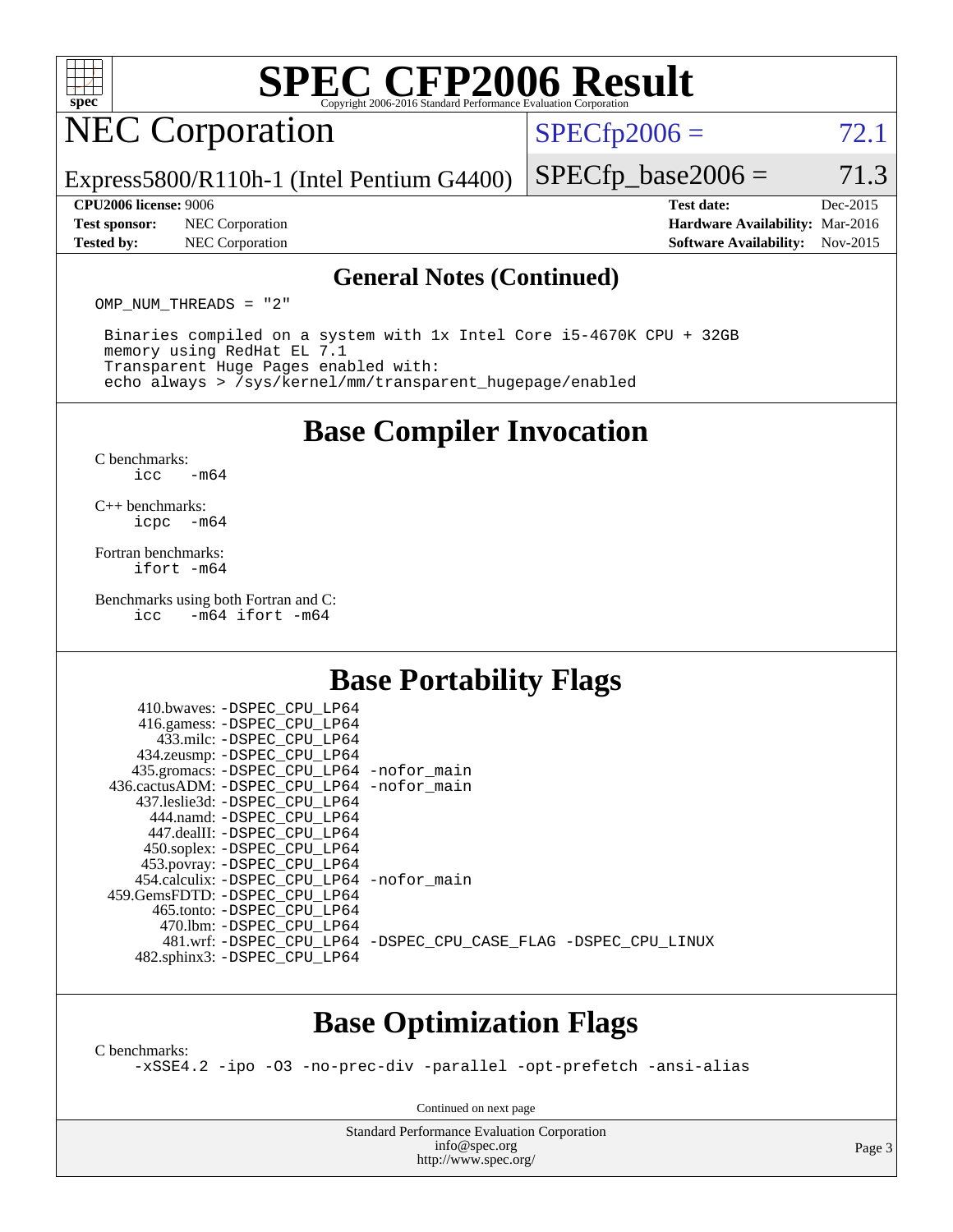# SPEC CFP2006 Result

Copyright 2006-2016 Standard Performance Evaluation Corporation

## NEC Corporation

Express5800/R110h-1 (Intel Pentium G4400)

SPECfp2006 = 72.1

SPECfp_base2006 = 71.3

**CPU2006 license:** 9006
**Test sponsor:** NEC Corporation
**Tested by:** NEC Corporation

**Test date:** Dec-2015
**Hardware Availability:** Mar-2016
**Software Availability:** Nov-2015

### General Notes (Continued)

```
OMP_NUM_THREADS = "2"

 Binaries compiled on a system with 1x Intel Core i5-4670K CPU + 32GB
 memory using RedHat EL 7.1
 Transparent Huge Pages enabled with:
 echo always > /sys/kernel/mm/transparent_hugepage/enabled
```

## Base Compiler Invocation

C benchmarks:
```
icc   -m64
```

C++ benchmarks:
```
icpc  -m64
```

Fortran benchmarks:
```
ifort -m64
```

Benchmarks using both Fortran and C:
```
icc   -m64 ifort -m64
```

## Base Portability Flags

```
   410.bwaves: -DSPEC_CPU_LP64
   416.gamess: -DSPEC_CPU_LP64
     433.milc: -DSPEC_CPU_LP64
   434.zeusmp: -DSPEC_CPU_LP64
  435.gromacs: -DSPEC_CPU_LP64 -nofor_main
 436.cactusADM: -DSPEC_CPU_LP64 -nofor_main
  437.leslie3d: -DSPEC_CPU_LP64
     444.namd: -DSPEC_CPU_LP64
    447.dealII: -DSPEC_CPU_LP64
   450.soplex: -DSPEC_CPU_LP64
   453.povray: -DSPEC_CPU_LP64
  454.calculix: -DSPEC_CPU_LP64 -nofor_main
 459.GemsFDTD: -DSPEC_CPU_LP64
    465.tonto: -DSPEC_CPU_LP64
      470.lbm: -DSPEC_CPU_LP64
      481.wrf: -DSPEC_CPU_LP64 -DSPEC_CPU_CASE_FLAG -DSPEC_CPU_LINUX
  482.sphinx3: -DSPEC_CPU_LP64
```

## Base Optimization Flags

C benchmarks:
```
-xSSE4.2 -ipo -O3 -no-prec-div -parallel -opt-prefetch -ansi-alias
```

Continued on next page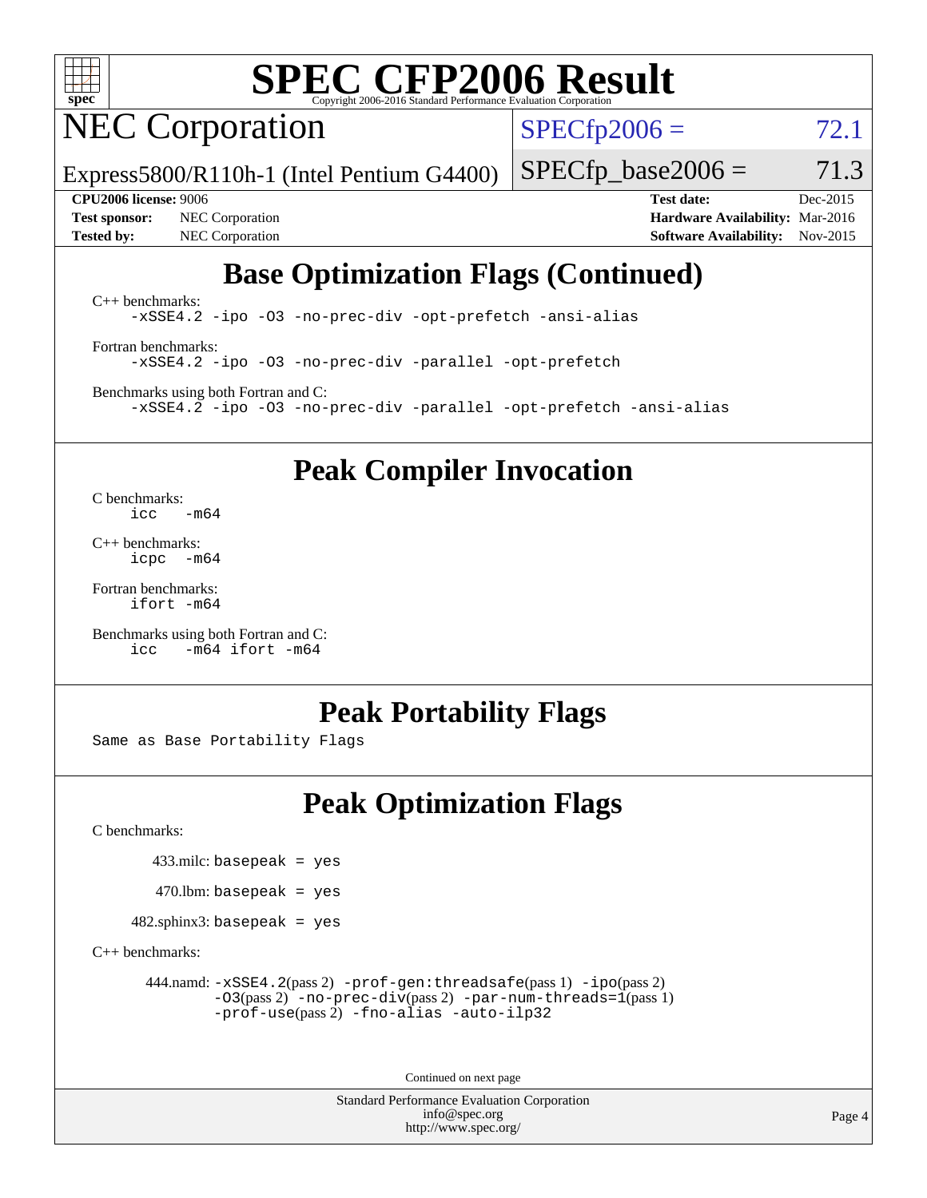# SPEC CFP2006 Result

Copyright 2006-2016 Standard Performance Evaluation Corporation

## NEC Corporation

Express5800/R110h-1 (Intel Pentium G4400)

SPECfp2006 = 72.1

SPECfp_base2006 = 71.3

**CPU2006 license:** 9006
**Test sponsor:** NEC Corporation
**Tested by:** NEC Corporation

**Test date:** Dec-2015
**Hardware Availability:** Mar-2016
**Software Availability:** Nov-2015

## Base Optimization Flags (Continued)

C++ benchmarks:
```
-xSSE4.2 -ipo -O3 -no-prec-div -opt-prefetch -ansi-alias
```

Fortran benchmarks:
```
-xSSE4.2 -ipo -O3 -no-prec-div -parallel -opt-prefetch
```

Benchmarks using both Fortran and C:
```
-xSSE4.2 -ipo -O3 -no-prec-div -parallel -opt-prefetch -ansi-alias
```

## Peak Compiler Invocation

C benchmarks:
```
icc   -m64
```

C++ benchmarks:
```
icpc  -m64
```

Fortran benchmarks:
```
ifort -m64
```

Benchmarks using both Fortran and C:
```
icc   -m64 ifort -m64
```

## Peak Portability Flags

Same as Base Portability Flags

## Peak Optimization Flags

C benchmarks:

433.milc: `basepeak = yes`

470.lbm: `basepeak = yes`

482.sphinx3: `basepeak = yes`

C++ benchmarks:

444.namd: `-xSSE4.2`(pass 2) `-prof-gen:threadsafe`(pass 1) `-ipo`(pass 2) `-O3`(pass 2) `-no-prec-div`(pass 2) `-par-num-threads=1`(pass 1) `-prof-use`(pass 2) `-fno-alias -auto-ilp32`

Continued on next page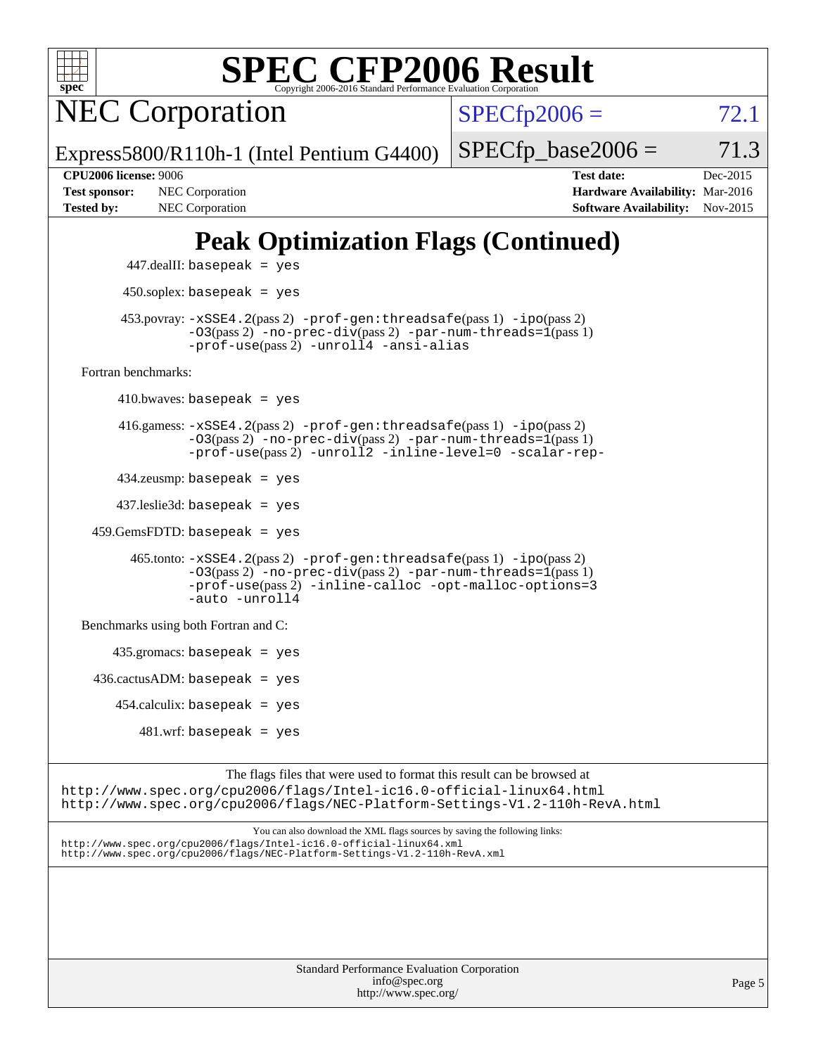# Peak Optimization Flags (Continued)

447.dealII: `basepeak = yes`

450.soplex: `basepeak = yes`

453.povray: `-xSSE4.2`(pass 2) `-prof-gen:threadsafe`(pass 1) `-ipo`(pass 2) `-O3`(pass 2) `-no-prec-div`(pass 2) `-par-num-threads=1`(pass 1) `-prof-use`(pass 2) `-unroll4` `-ansi-alias`

Fortran benchmarks:

410.bwaves: `basepeak = yes`

416.gamess: `-xSSE4.2`(pass 2) `-prof-gen:threadsafe`(pass 1) `-ipo`(pass 2) `-O3`(pass 2) `-no-prec-div`(pass 2) `-par-num-threads=1`(pass 1) `-prof-use`(pass 2) `-unroll2` `-inline-level=0` `-scalar-rep-`

434.zeusmp: `basepeak = yes`

437.leslie3d: `basepeak = yes`

459.GemsFDTD: `basepeak = yes`

465.tonto: `-xSSE4.2`(pass 2) `-prof-gen:threadsafe`(pass 1) `-ipo`(pass 2) `-O3`(pass 2) `-no-prec-div`(pass 2) `-par-num-threads=1`(pass 1) `-prof-use`(pass 2) `-inline-calloc` `-opt-malloc-options=3` `-auto` `-unroll4`

Benchmarks using both Fortran and C:

435.gromacs: `basepeak = yes`

436.cactusADM: `basepeak = yes`

454.calculix: `basepeak = yes`

481.wrf: `basepeak = yes`

The flags files that were used to format this result can be browsed at
http://www.spec.org/cpu2006/flags/Intel-ic16.0-official-linux64.html
http://www.spec.org/cpu2006/flags/NEC-Platform-Settings-V1.2-110h-RevA.html

You can also download the XML flags sources by saving the following links:
http://www.spec.org/cpu2006/flags/Intel-ic16.0-official-linux64.xml
http://www.spec.org/cpu2006/flags/NEC-Platform-Settings-V1.2-110h-RevA.xml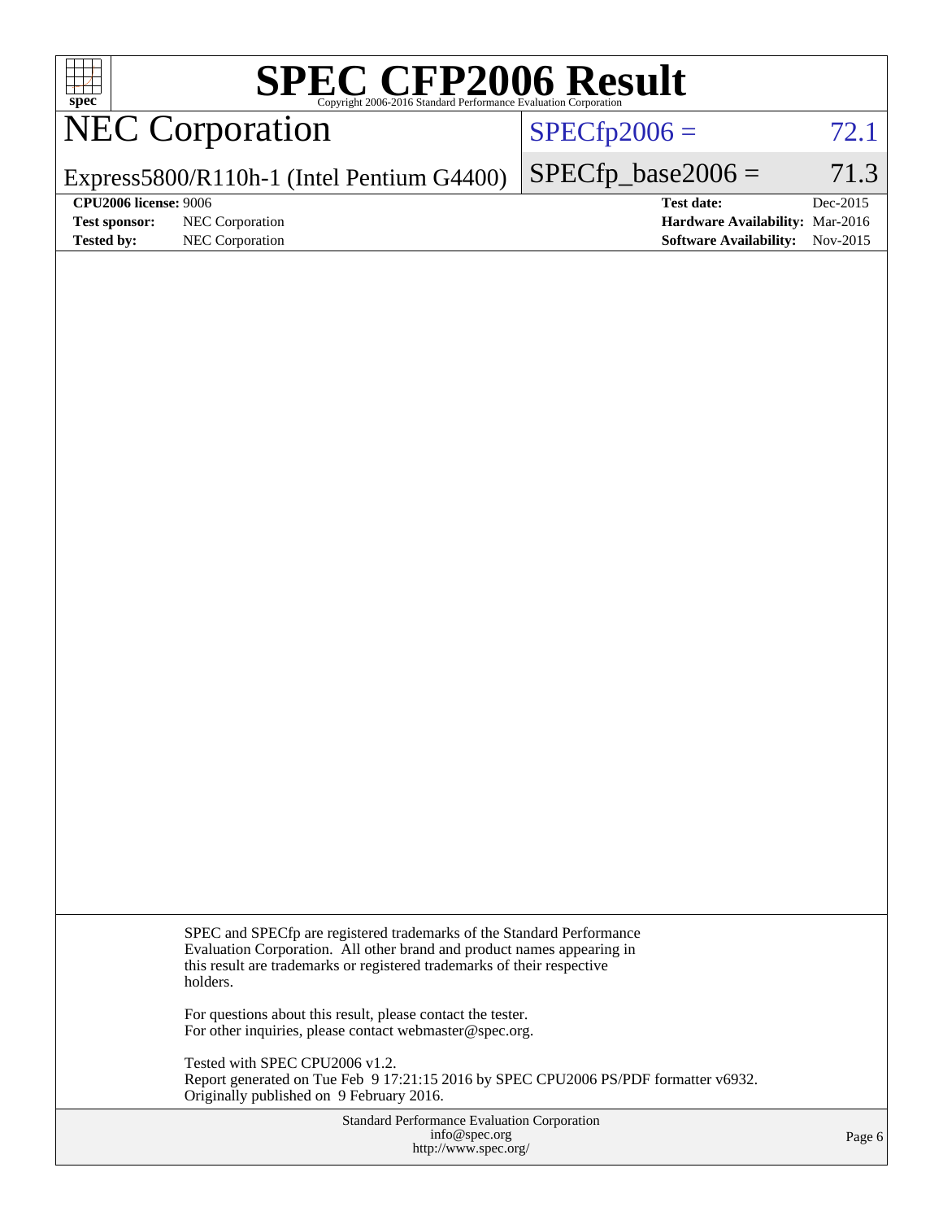SPEC and SPECfp are registered trademarks of the Standard Performance Evaluation Corporation. All other brand and product names appearing in this result are trademarks or registered trademarks of their respective holders.

For questions about this result, please contact the tester.
For other inquiries, please contact webmaster@spec.org.

Tested with SPEC CPU2006 v1.2.
Report generated on Tue Feb 9 17:21:15 2016 by SPEC CPU2006 PS/PDF formatter v6932.
Originally published on 9 February 2016.